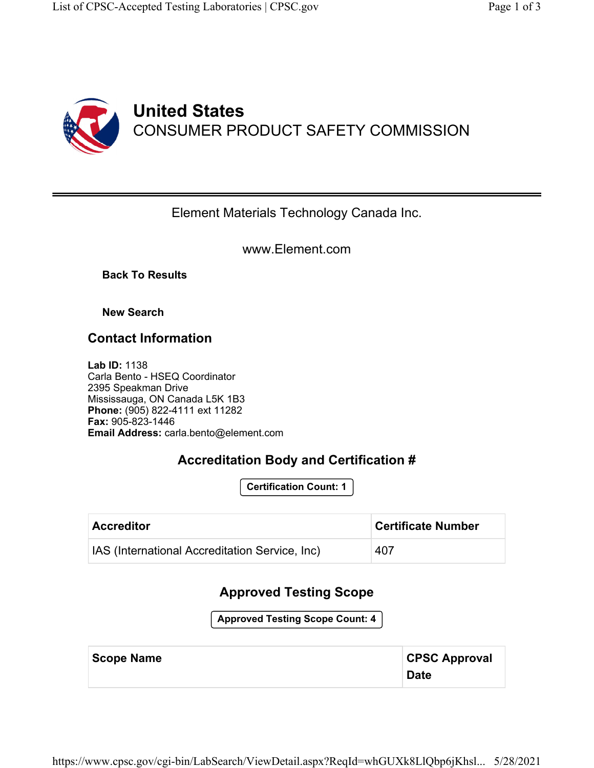# United States
## CONSUMER PRODUCT SAFETY COMMISSION

Element Materials Technology Canada Inc.

www.Element.com

**Back To Results**

**New Search**

## Contact Information

**Lab ID:** 1138
Carla Bento - HSEQ Coordinator
2395 Speakman Drive
Mississauga, ON Canada L5K 1B3
**Phone:** (905) 822-4111 ext 11282
**Fax:** 905-823-1446
**Email Address:** carla.bento@element.com

## Accreditation Body and Certification #

**Certification Count: 1**

| Accreditor | Certificate Number |
| --- | --- |
| IAS (International Accreditation Service, Inc) | 407 |

## Approved Testing Scope

**Approved Testing Scope Count: 4**

| Scope Name | CPSC Approval Date |
| --- | --- |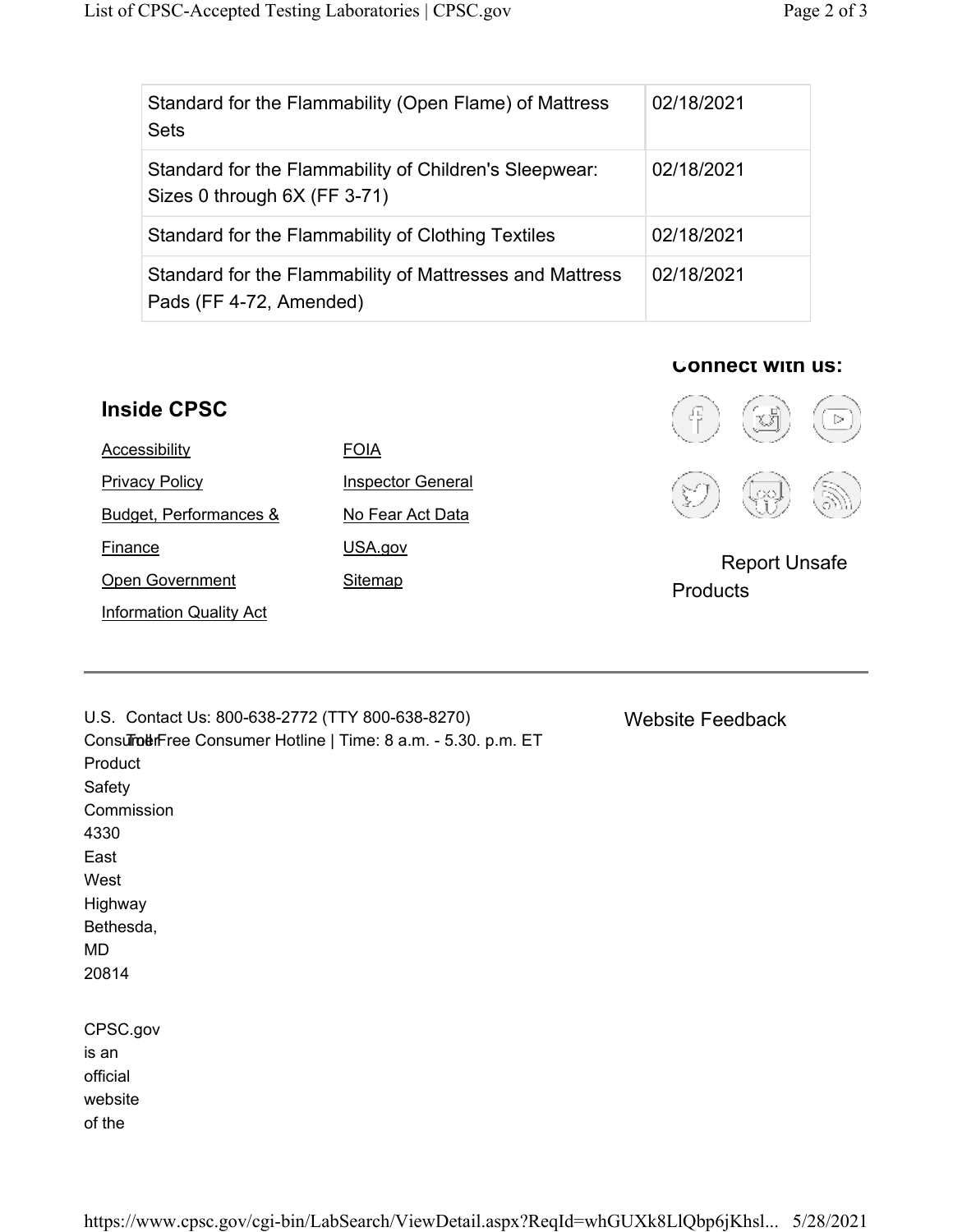| | |
|---|---|
| Standard for the Flammability (Open Flame) of Mattress Sets | 02/18/2021 |
| Standard for the Flammability of Children's Sleepwear: Sizes 0 through 6X (FF 3-71) | 02/18/2021 |
| Standard for the Flammability of Clothing Textiles | 02/18/2021 |
| Standard for the Flammability of Mattresses and Mattress Pads (FF 4-72, Amended) | 02/18/2021 |

## Inside CPSC

- Accessibility
- Privacy Policy
- Budget, Performances & Finance
- Open Government
- Information Quality Act
- FOIA
- Inspector General
- No Fear Act Data
- USA.gov
- Sitemap

**Connect with us:**

Report Unsafe Products

U.S. Consumer Product Safety Commission
4330 East West Highway
Bethesda, MD 20814

Contact Us: 800-638-2772 (TTY 800-638-8270)
Toll Free Consumer Hotline | Time: 8 a.m. - 5.30. p.m. ET

Website Feedback

CPSC.gov is an official website of the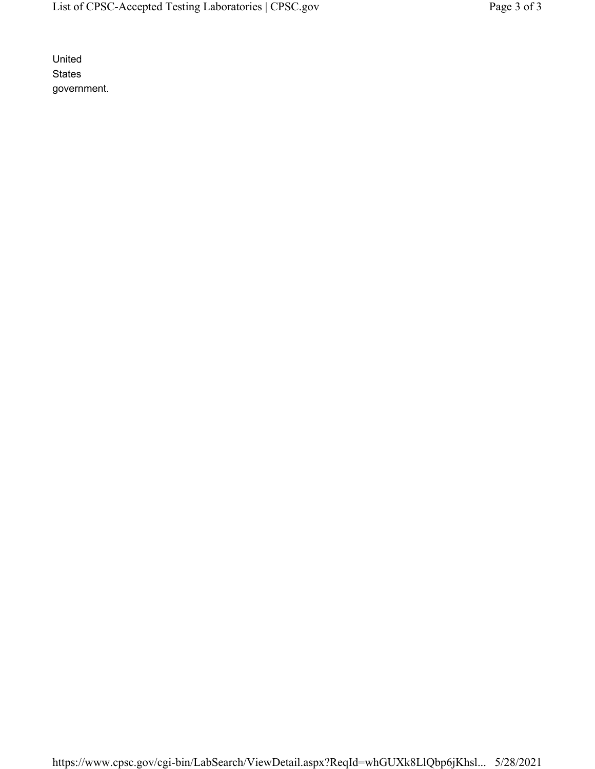United
States
government.